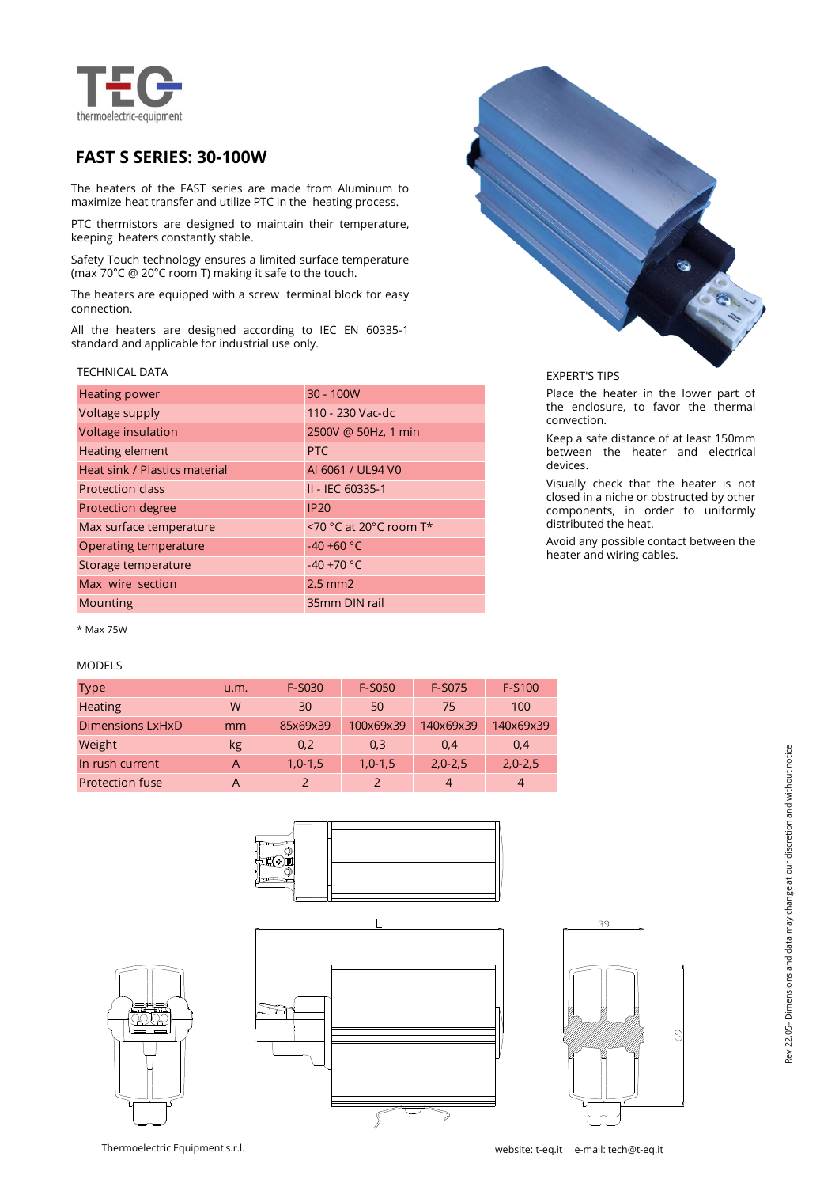# FAST S SERIES: 30-100W

The heaters of the FAST series are made from Aluminum to maximize heat transfer and utilize PTC in the heating process.

PTC thermistors are designed to maintain their temperature, keeping heaters constantly stable.

Safety Touch technology ensures a limited surface temperature (max 70°C @ 20°C room T) making it safe to the touch.

The heaters are equipped with a screw terminal block for easy connection.

All the heaters are designed according to IEC EN 60335-1 standard and applicable for industrial use only.

TECHNICAL DATA

| Heating power | 30 - 100W |
|---|---|
| Voltage supply | 110 - 230 Vac-dc |
| Voltage insulation | 2500V @ 50Hz, 1 min |
| Heating element | PTC |
| Heat sink / Plastics material | Al 6061 / UL94 V0 |
| Protection class | II - IEC 60335-1 |
| Protection degree | IP20 |
| Max surface temperature | <70 °C at 20°C room T* |
| Operating temperature | -40 +60 °C |
| Storage temperature | -40 +70 °C |
| Max wire section | 2.5 mm2 |
| Mounting | 35mm DIN rail |

* Max 75W

EXPERT'S TIPS

Place the heater in the lower part of the enclosure, to favor the thermal convection.

Keep a safe distance of at least 150mm between the heater and electrical devices.

Visually check that the heater is not closed in a niche or obstructed by other components, in order to uniformly distributed the heat.

Avoid any possible contact between the heater and wiring cables.

MODELS

| Type | u.m. | F-S030 | F-S050 | F-S075 | F-S100 |
|---|---|---|---|---|---|
| Heating | W | 30 | 50 | 75 | 100 |
| Dimensions LxHxD | mm | 85x69x39 | 100x69x39 | 140x69x39 | 140x69x39 |
| Weight | kg | 0,2 | 0,3 | 0,4 | 0,4 |
| In rush current | A | 1,0-1,5 | 1,0-1,5 | 2,0-2,5 | 2,0-2,5 |
| Protection fuse | A | 2 | 2 | 4 | 4 |

L

39

69

Rev 22.05– Dimensions and data may change at our discretion and without notice

Thermoelectric Equipment s.r.l.

website: t-eq.it e-mail: tech@t-eq.it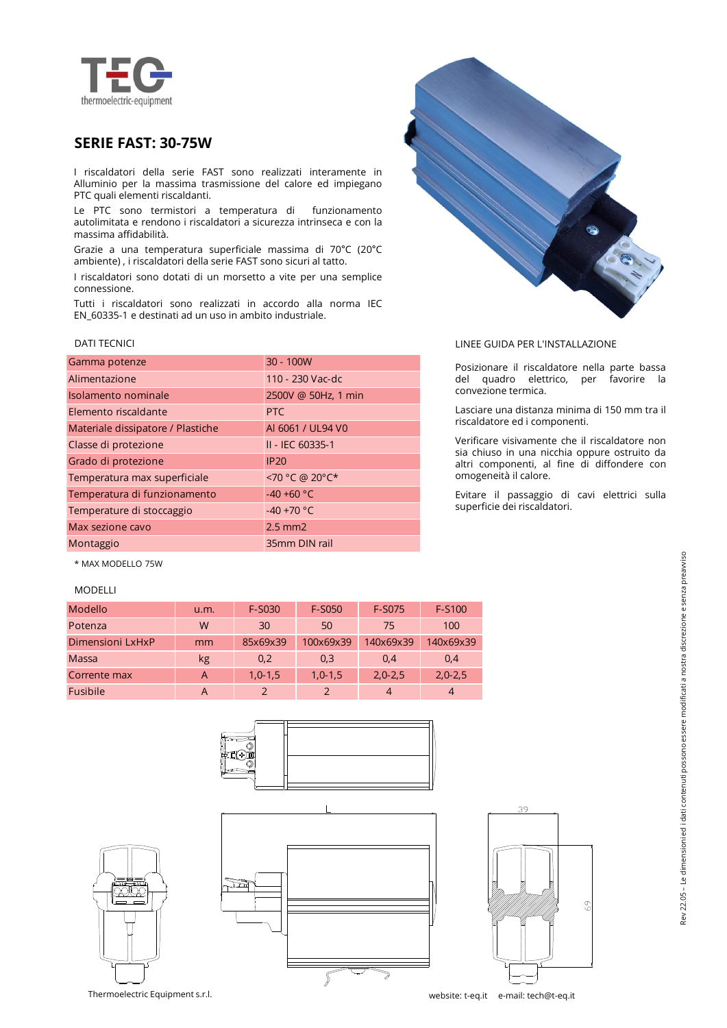## SERIE FAST: 30-75W

I riscaldatori della serie FAST sono realizzati interamente in Alluminio per la massima trasmissione del calore ed impiegano PTC quali elementi riscaldanti.

Le PTC sono termistori a temperatura di funzionamento autolimitata e rendono i riscaldatori a sicurezza intrinseca e con la massima affidabilità.

Grazie a una temperatura superficiale massima di 70°C (20°C ambiente) , i riscaldatori della serie FAST sono sicuri al tatto.

I riscaldatori sono dotati di un morsetto a vite per una semplice connessione.

Tutti i riscaldatori sono realizzati in accordo alla norma IEC EN_60335-1 e destinati ad un uso in ambito industriale.

DATI TECNICI

| | |
|---|---|
| Gamma potenze | 30 - 100W |
| Alimentazione | 110 - 230 Vac-dc |
| Isolamento nominale | 2500V @ 50Hz, 1 min |
| Elemento riscaldante | PTC |
| Materiale dissipatore / Plastiche | Al 6061 / UL94 V0 |
| Classe di protezione | II - IEC 60335-1 |
| Grado di protezione | IP20 |
| Temperatura max superficiale | <70 °C @ 20°C* |
| Temperatura di funzionamento | -40 +60 °C |
| Temperature di stoccaggio | -40 +70 °C |
| Max sezione cavo | 2.5 mm2 |
| Montaggio | 35mm DIN rail |

* MAX MODELLO 75W

LINEE GUIDA PER L'INSTALLAZIONE

Posizionare il riscaldatore nella parte bassa del quadro elettrico, per favorire la convezione termica.

Lasciare una distanza minima di 150 mm tra il riscaldatore ed i componenti.

Verificare visivamente che il riscaldatore non sia chiuso in una nicchia oppure ostruito da altri componenti, al fine di diffondere con omogeneità il calore.

Evitare il passaggio di cavi elettrici sulla superficie dei riscaldatori.

MODELLI

| Modello | u.m. | F-S030 | F-S050 | F-S075 | F-S100 |
|---|---|---|---|---|---|
| Potenza | W | 30 | 50 | 75 | 100 |
| Dimensioni LxHxP | mm | 85x69x39 | 100x69x39 | 140x69x39 | 140x69x39 |
| Massa | kg | 0,2 | 0,3 | 0,4 | 0,4 |
| Corrente max | A | 1,0-1,5 | 1,0-1,5 | 2,0-2,5 | 2,0-2,5 |
| Fusibile | A | 2 | 2 | 4 | 4 |

L

39

69

Rev 22.05 – Le dimensioni ed i dati contenuti possono essere modificati a nostra discrezione e senza preavviso

Thermoelectric Equipment s.r.l.

website: t-eq.it e-mail: tech@t-eq.it